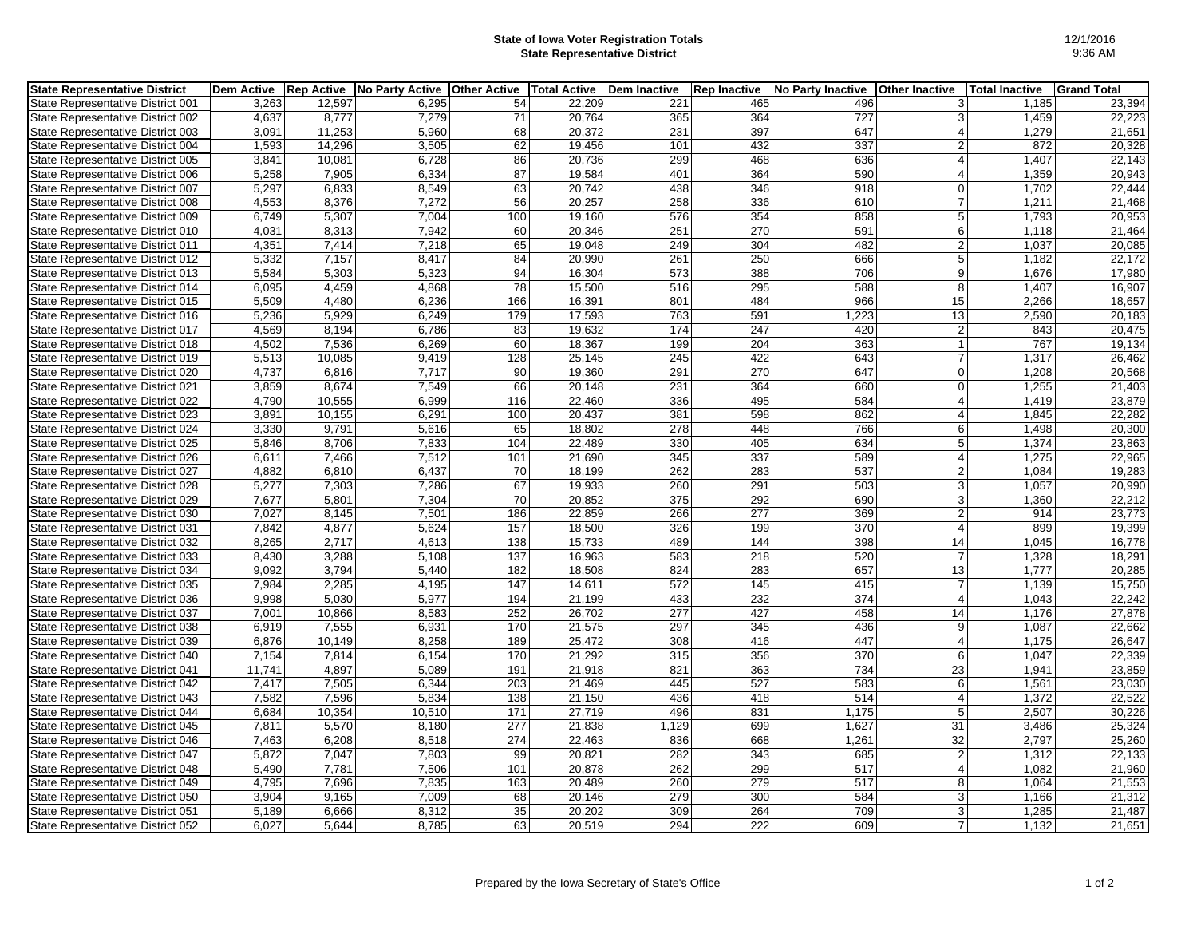# State of Iowa Voter Registration Totals
## State Representative District

12/1/2016
9:36 AM

| State Representative District | Dem Active | Rep Active | No Party Active | Other Active | Total Active | Dem Inactive | Rep Inactive | No Party Inactive | Other Inactive | Total Inactive | Grand Total |
|---|---|---|---|---|---|---|---|---|---|---|---|
| State Representative District 001 | 3,263 | 12,597 | 6,295 | 54 | 22,209 | 221 | 465 | 496 | 3 | 1,185 | 23,394 |
| State Representative District 002 | 4,637 | 8,777 | 7,279 | 71 | 20,764 | 365 | 364 | 727 | 3 | 1,459 | 22,223 |
| State Representative District 003 | 3,091 | 11,253 | 5,960 | 68 | 20,372 | 231 | 397 | 647 | 4 | 1,279 | 21,651 |
| State Representative District 004 | 1,593 | 14,296 | 3,505 | 62 | 19,456 | 101 | 432 | 337 | 2 | 872 | 20,328 |
| State Representative District 005 | 3,841 | 10,081 | 6,728 | 86 | 20,736 | 299 | 468 | 636 | 4 | 1,407 | 22,143 |
| State Representative District 006 | 5,258 | 7,905 | 6,334 | 87 | 19,584 | 401 | 364 | 590 | 4 | 1,359 | 20,943 |
| State Representative District 007 | 5,297 | 6,833 | 8,549 | 63 | 20,742 | 438 | 346 | 918 | 0 | 1,702 | 22,444 |
| State Representative District 008 | 4,553 | 8,376 | 7,272 | 56 | 20,257 | 258 | 336 | 610 | 7 | 1,211 | 21,468 |
| State Representative District 009 | 6,749 | 5,307 | 7,004 | 100 | 19,160 | 576 | 354 | 858 | 5 | 1,793 | 20,953 |
| State Representative District 010 | 4,031 | 8,313 | 7,942 | 60 | 20,346 | 251 | 270 | 591 | 6 | 1,118 | 21,464 |
| State Representative District 011 | 4,351 | 7,414 | 7,218 | 65 | 19,048 | 249 | 304 | 482 | 2 | 1,037 | 20,085 |
| State Representative District 012 | 5,332 | 7,157 | 8,417 | 84 | 20,990 | 261 | 250 | 666 | 5 | 1,182 | 22,172 |
| State Representative District 013 | 5,584 | 5,303 | 5,323 | 94 | 16,304 | 573 | 388 | 706 | 9 | 1,676 | 17,980 |
| State Representative District 014 | 6,095 | 4,459 | 4,868 | 78 | 15,500 | 516 | 295 | 588 | 8 | 1,407 | 16,907 |
| State Representative District 015 | 5,509 | 4,480 | 6,236 | 166 | 16,391 | 801 | 484 | 966 | 15 | 2,266 | 18,657 |
| State Representative District 016 | 5,236 | 5,929 | 6,249 | 179 | 17,593 | 763 | 591 | 1,223 | 13 | 2,590 | 20,183 |
| State Representative District 017 | 4,569 | 8,194 | 6,786 | 83 | 19,632 | 174 | 247 | 420 | 2 | 843 | 20,475 |
| State Representative District 018 | 4,502 | 7,536 | 6,269 | 60 | 18,367 | 199 | 204 | 363 | 1 | 767 | 19,134 |
| State Representative District 019 | 5,513 | 10,085 | 9,419 | 128 | 25,145 | 245 | 422 | 643 | 7 | 1,317 | 26,462 |
| State Representative District 020 | 4,737 | 6,816 | 7,717 | 90 | 19,360 | 291 | 270 | 647 | 0 | 1,208 | 20,568 |
| State Representative District 021 | 3,859 | 8,674 | 7,549 | 66 | 20,148 | 231 | 364 | 660 | 0 | 1,255 | 21,403 |
| State Representative District 022 | 4,790 | 10,555 | 6,999 | 116 | 22,460 | 336 | 495 | 584 | 4 | 1,419 | 23,879 |
| State Representative District 023 | 3,891 | 10,155 | 6,291 | 100 | 20,437 | 381 | 598 | 862 | 4 | 1,845 | 22,282 |
| State Representative District 024 | 3,330 | 9,791 | 5,616 | 65 | 18,802 | 278 | 448 | 766 | 6 | 1,498 | 20,300 |
| State Representative District 025 | 5,846 | 8,706 | 7,833 | 104 | 22,489 | 330 | 405 | 634 | 5 | 1,374 | 23,863 |
| State Representative District 026 | 6,611 | 7,466 | 7,512 | 101 | 21,690 | 345 | 337 | 589 | 4 | 1,275 | 22,965 |
| State Representative District 027 | 4,882 | 6,810 | 6,437 | 70 | 18,199 | 262 | 283 | 537 | 2 | 1,084 | 19,283 |
| State Representative District 028 | 5,277 | 7,303 | 7,286 | 67 | 19,933 | 260 | 291 | 503 | 3 | 1,057 | 20,990 |
| State Representative District 029 | 7,677 | 5,801 | 7,304 | 70 | 20,852 | 375 | 292 | 690 | 3 | 1,360 | 22,212 |
| State Representative District 030 | 7,027 | 8,145 | 7,501 | 186 | 22,859 | 266 | 277 | 369 | 2 | 914 | 23,773 |
| State Representative District 031 | 7,842 | 4,877 | 5,624 | 157 | 18,500 | 326 | 199 | 370 | 4 | 899 | 19,399 |
| State Representative District 032 | 8,265 | 2,717 | 4,613 | 138 | 15,733 | 489 | 144 | 398 | 14 | 1,045 | 16,778 |
| State Representative District 033 | 8,430 | 3,288 | 5,108 | 137 | 16,963 | 583 | 218 | 520 | 7 | 1,328 | 18,291 |
| State Representative District 034 | 9,092 | 3,794 | 5,440 | 182 | 18,508 | 824 | 283 | 657 | 13 | 1,777 | 20,285 |
| State Representative District 035 | 7,984 | 2,285 | 4,195 | 147 | 14,611 | 572 | 145 | 415 | 7 | 1,139 | 15,750 |
| State Representative District 036 | 9,998 | 5,030 | 5,977 | 194 | 21,199 | 433 | 232 | 374 | 4 | 1,043 | 22,242 |
| State Representative District 037 | 7,001 | 10,866 | 8,583 | 252 | 26,702 | 277 | 427 | 458 | 14 | 1,176 | 27,878 |
| State Representative District 038 | 6,919 | 7,555 | 6,931 | 170 | 21,575 | 297 | 345 | 436 | 9 | 1,087 | 22,662 |
| State Representative District 039 | 6,876 | 10,149 | 8,258 | 189 | 25,472 | 308 | 416 | 447 | 4 | 1,175 | 26,647 |
| State Representative District 040 | 7,154 | 7,814 | 6,154 | 170 | 21,292 | 315 | 356 | 370 | 6 | 1,047 | 22,339 |
| State Representative District 041 | 11,741 | 4,897 | 5,089 | 191 | 21,918 | 821 | 363 | 734 | 23 | 1,941 | 23,859 |
| State Representative District 042 | 7,417 | 7,505 | 6,344 | 203 | 21,469 | 445 | 527 | 583 | 6 | 1,561 | 23,030 |
| State Representative District 043 | 7,582 | 7,596 | 5,834 | 138 | 21,150 | 436 | 418 | 514 | 4 | 1,372 | 22,522 |
| State Representative District 044 | 6,684 | 10,354 | 10,510 | 171 | 27,719 | 496 | 831 | 1,175 | 5 | 2,507 | 30,226 |
| State Representative District 045 | 7,811 | 5,570 | 8,180 | 277 | 21,838 | 1,129 | 699 | 1,627 | 31 | 3,486 | 25,324 |
| State Representative District 046 | 7,463 | 6,208 | 8,518 | 274 | 22,463 | 836 | 668 | 1,261 | 32 | 2,797 | 25,260 |
| State Representative District 047 | 5,872 | 7,047 | 7,803 | 99 | 20,821 | 282 | 343 | 685 | 2 | 1,312 | 22,133 |
| State Representative District 048 | 5,490 | 7,781 | 7,506 | 101 | 20,878 | 262 | 299 | 517 | 4 | 1,082 | 21,960 |
| State Representative District 049 | 4,795 | 7,696 | 7,835 | 163 | 20,489 | 260 | 279 | 517 | 8 | 1,064 | 21,553 |
| State Representative District 050 | 3,904 | 9,165 | 7,009 | 68 | 20,146 | 279 | 300 | 584 | 3 | 1,166 | 21,312 |
| State Representative District 051 | 5,189 | 6,666 | 8,312 | 35 | 20,202 | 309 | 264 | 709 | 3 | 1,285 | 21,487 |
| State Representative District 052 | 6,027 | 5,644 | 8,785 | 63 | 20,519 | 294 | 222 | 609 | 7 | 1,132 | 21,651 |

Prepared by the Iowa Secretary of State's Office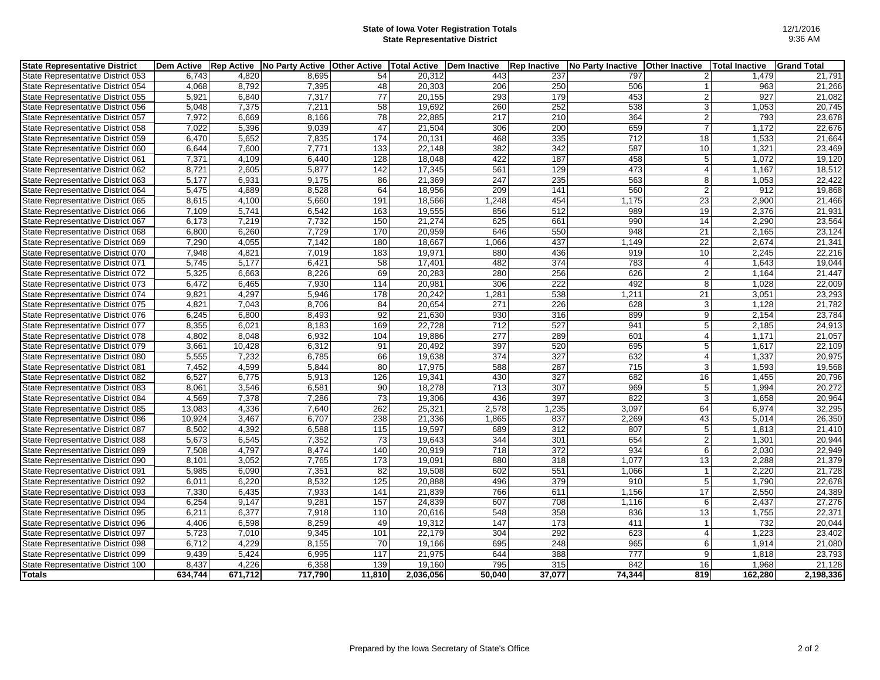# State of Iowa Voter Registration Totals
## State Representative District

12/1/2016
9:36 AM

| State Representative District | Dem Active | Rep Active | No Party Active | Other Active | Total Active | Dem Inactive | Rep Inactive | No Party Inactive | Other Inactive | Total Inactive | Grand Total |
|---|---|---|---|---|---|---|---|---|---|---|---|
| State Representative District 053 | 6,743 | 4,820 | 8,695 | 54 | 20,312 | 443 | 237 | 797 | 2 | 1,479 | 21,791 |
| State Representative District 054 | 4,068 | 8,792 | 7,395 | 48 | 20,303 | 206 | 250 | 506 | 1 | 963 | 21,266 |
| State Representative District 055 | 5,921 | 6,840 | 7,317 | 77 | 20,155 | 293 | 179 | 453 | 2 | 927 | 21,082 |
| State Representative District 056 | 5,048 | 7,375 | 7,211 | 58 | 19,692 | 260 | 252 | 538 | 3 | 1,053 | 20,745 |
| State Representative District 057 | 7,972 | 6,669 | 8,166 | 78 | 22,885 | 217 | 210 | 364 | 2 | 793 | 23,678 |
| State Representative District 058 | 7,022 | 5,396 | 9,039 | 47 | 21,504 | 306 | 200 | 659 | 7 | 1,172 | 22,676 |
| State Representative District 059 | 6,470 | 5,652 | 7,835 | 174 | 20,131 | 468 | 335 | 712 | 18 | 1,533 | 21,664 |
| State Representative District 060 | 6,644 | 7,600 | 7,771 | 133 | 22,148 | 382 | 342 | 587 | 10 | 1,321 | 23,469 |
| State Representative District 061 | 7,371 | 4,109 | 6,440 | 128 | 18,048 | 422 | 187 | 458 | 5 | 1,072 | 19,120 |
| State Representative District 062 | 8,721 | 2,605 | 5,877 | 142 | 17,345 | 561 | 129 | 473 | 4 | 1,167 | 18,512 |
| State Representative District 063 | 5,177 | 6,931 | 9,175 | 86 | 21,369 | 247 | 235 | 563 | 8 | 1,053 | 22,422 |
| State Representative District 064 | 5,475 | 4,889 | 8,528 | 64 | 18,956 | 209 | 141 | 560 | 2 | 912 | 19,868 |
| State Representative District 065 | 8,615 | 4,100 | 5,660 | 191 | 18,566 | 1,248 | 454 | 1,175 | 23 | 2,900 | 21,466 |
| State Representative District 066 | 7,109 | 5,741 | 6,542 | 163 | 19,555 | 856 | 512 | 989 | 19 | 2,376 | 21,931 |
| State Representative District 067 | 6,173 | 7,219 | 7,732 | 150 | 21,274 | 625 | 661 | 990 | 14 | 2,290 | 23,564 |
| State Representative District 068 | 6,800 | 6,260 | 7,729 | 170 | 20,959 | 646 | 550 | 948 | 21 | 2,165 | 23,124 |
| State Representative District 069 | 7,290 | 4,055 | 7,142 | 180 | 18,667 | 1,066 | 437 | 1,149 | 22 | 2,674 | 21,341 |
| State Representative District 070 | 7,948 | 4,821 | 7,019 | 183 | 19,971 | 880 | 436 | 919 | 10 | 2,245 | 22,216 |
| State Representative District 071 | 5,745 | 5,177 | 6,421 | 58 | 17,401 | 482 | 374 | 783 | 4 | 1,643 | 19,044 |
| State Representative District 072 | 5,325 | 6,663 | 8,226 | 69 | 20,283 | 280 | 256 | 626 | 2 | 1,164 | 21,447 |
| State Representative District 073 | 6,472 | 6,465 | 7,930 | 114 | 20,981 | 306 | 222 | 492 | 8 | 1,028 | 22,009 |
| State Representative District 074 | 9,821 | 4,297 | 5,946 | 178 | 20,242 | 1,281 | 538 | 1,211 | 21 | 3,051 | 23,293 |
| State Representative District 075 | 4,821 | 7,043 | 8,706 | 84 | 20,654 | 271 | 226 | 628 | 3 | 1,128 | 21,782 |
| State Representative District 076 | 6,245 | 6,800 | 8,493 | 92 | 21,630 | 930 | 316 | 899 | 9 | 2,154 | 23,784 |
| State Representative District 077 | 8,355 | 6,021 | 8,183 | 169 | 22,728 | 712 | 527 | 941 | 5 | 2,185 | 24,913 |
| State Representative District 078 | 4,802 | 8,048 | 6,932 | 104 | 19,886 | 277 | 289 | 601 | 4 | 1,171 | 21,057 |
| State Representative District 079 | 3,661 | 10,428 | 6,312 | 91 | 20,492 | 397 | 520 | 695 | 5 | 1,617 | 22,109 |
| State Representative District 080 | 5,555 | 7,232 | 6,785 | 66 | 19,638 | 374 | 327 | 632 | 4 | 1,337 | 20,975 |
| State Representative District 081 | 7,452 | 4,599 | 5,844 | 80 | 17,975 | 588 | 287 | 715 | 3 | 1,593 | 19,568 |
| State Representative District 082 | 6,527 | 6,775 | 5,913 | 126 | 19,341 | 430 | 327 | 682 | 16 | 1,455 | 20,796 |
| State Representative District 083 | 8,061 | 3,546 | 6,581 | 90 | 18,278 | 713 | 307 | 969 | 5 | 1,994 | 20,272 |
| State Representative District 084 | 4,569 | 7,378 | 7,286 | 73 | 19,306 | 436 | 397 | 822 | 3 | 1,658 | 20,964 |
| State Representative District 085 | 13,083 | 4,336 | 7,640 | 262 | 25,321 | 2,578 | 1,235 | 3,097 | 64 | 6,974 | 32,295 |
| State Representative District 086 | 10,924 | 3,467 | 6,707 | 238 | 21,336 | 1,865 | 837 | 2,269 | 43 | 5,014 | 26,350 |
| State Representative District 087 | 8,502 | 4,392 | 6,588 | 115 | 19,597 | 689 | 312 | 807 | 5 | 1,813 | 21,410 |
| State Representative District 088 | 5,673 | 6,545 | 7,352 | 73 | 19,643 | 344 | 301 | 654 | 2 | 1,301 | 20,944 |
| State Representative District 089 | 7,508 | 4,797 | 8,474 | 140 | 20,919 | 718 | 372 | 934 | 6 | 2,030 | 22,949 |
| State Representative District 090 | 8,101 | 3,052 | 7,765 | 173 | 19,091 | 880 | 318 | 1,077 | 13 | 2,288 | 21,379 |
| State Representative District 091 | 5,985 | 6,090 | 7,351 | 82 | 19,508 | 602 | 551 | 1,066 | 1 | 2,220 | 21,728 |
| State Representative District 092 | 6,011 | 6,220 | 8,532 | 125 | 20,888 | 496 | 379 | 910 | 5 | 1,790 | 22,678 |
| State Representative District 093 | 7,330 | 6,435 | 7,933 | 141 | 21,839 | 766 | 611 | 1,156 | 17 | 2,550 | 24,389 |
| State Representative District 094 | 6,254 | 9,147 | 9,281 | 157 | 24,839 | 607 | 708 | 1,116 | 6 | 2,437 | 27,276 |
| State Representative District 095 | 6,211 | 6,377 | 7,918 | 110 | 20,616 | 548 | 358 | 836 | 13 | 1,755 | 22,371 |
| State Representative District 096 | 4,406 | 6,598 | 8,259 | 49 | 19,312 | 147 | 173 | 411 | 1 | 732 | 20,044 |
| State Representative District 097 | 5,723 | 7,010 | 9,345 | 101 | 22,179 | 304 | 292 | 623 | 4 | 1,223 | 23,402 |
| State Representative District 098 | 6,712 | 4,229 | 8,155 | 70 | 19,166 | 695 | 248 | 965 | 6 | 1,914 | 21,080 |
| State Representative District 099 | 9,439 | 5,424 | 6,995 | 117 | 21,975 | 644 | 388 | 777 | 9 | 1,818 | 23,793 |
| State Representative District 100 | 8,437 | 4,226 | 6,358 | 139 | 19,160 | 795 | 315 | 842 | 16 | 1,968 | 21,128 |
| **Totals** | **634,744** | **671,712** | **717,790** | **11,810** | **2,036,056** | **50,040** | **37,077** | **74,344** | **819** | **162,280** | **2,198,336** |

Prepared by the Iowa Secretary of State's Office